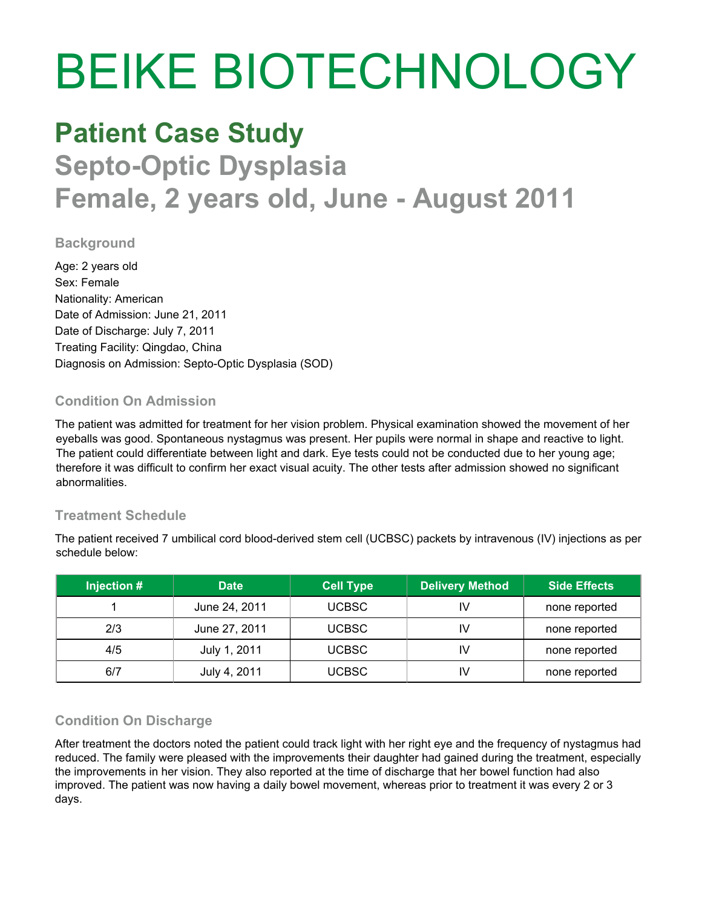# BEIKE BIOTECHNOLOGY

## Patient Case Study

## Septo-Optic Dysplasia

## Female, 2 years old, June - August 2011

### Background

Age: 2 years old
Sex: Female
Nationality: American
Date of Admission: June 21, 2011
Date of Discharge: July 7, 2011
Treating Facility: Qingdao, China
Diagnosis on Admission: Septo-Optic Dysplasia (SOD)

### Condition On Admission

The patient was admitted for treatment for her vision problem. Physical examination showed the movement of her eyeballs was good. Spontaneous nystagmus was present. Her pupils were normal in shape and reactive to light. The patient could differentiate between light and dark. Eye tests could not be conducted due to her young age; therefore it was difficult to confirm her exact visual acuity. The other tests after admission showed no significant abnormalities.

### Treatment Schedule

The patient received 7 umbilical cord blood-derived stem cell (UCBSC) packets by intravenous (IV) injections as per schedule below:

| Injection # | Date | Cell Type | Delivery Method | Side Effects |
|---|---|---|---|---|
| 1 | June 24, 2011 | UCBSC | IV | none reported |
| 2/3 | June 27, 2011 | UCBSC | IV | none reported |
| 4/5 | July 1, 2011 | UCBSC | IV | none reported |
| 6/7 | July 4, 2011 | UCBSC | IV | none reported |

### Condition On Discharge

After treatment the doctors noted the patient could track light with her right eye and the frequency of nystagmus had reduced. The family were pleased with the improvements their daughter had gained during the treatment, especially the improvements in her vision. They also reported at the time of discharge that her bowel function had also improved. The patient was now having a daily bowel movement, whereas prior to treatment it was every 2 or 3 days.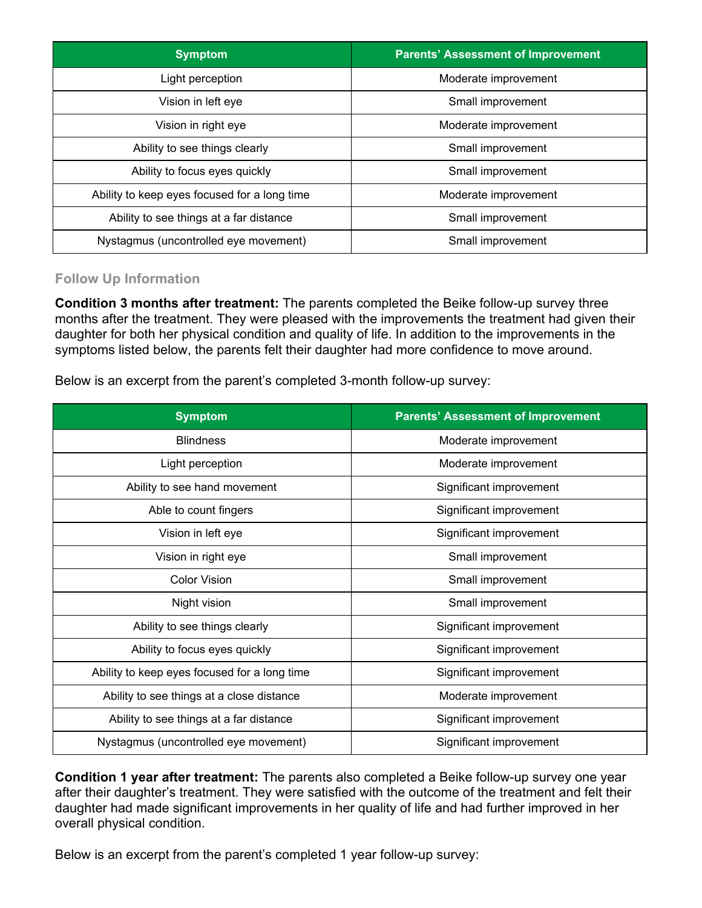| Symptom | Parents' Assessment of Improvement |
|---|---|
| Light perception | Moderate improvement |
| Vision in left eye | Small improvement |
| Vision in right eye | Moderate improvement |
| Ability to see things clearly | Small improvement |
| Ability to focus eyes quickly | Small improvement |
| Ability to keep eyes focused for a long time | Moderate improvement |
| Ability to see things at a far distance | Small improvement |
| Nystagmus (uncontrolled eye movement) | Small improvement |

### Follow Up Information

**Condition 3 months after treatment:** The parents completed the Beike follow-up survey three months after the treatment. They were pleased with the improvements the treatment had given their daughter for both her physical condition and quality of life. In addition to the improvements in the symptoms listed below, the parents felt their daughter had more confidence to move around.

Below is an excerpt from the parent's completed 3-month follow-up survey:

| Symptom | Parents' Assessment of Improvement |
|---|---|
| Blindness | Moderate improvement |
| Light perception | Moderate improvement |
| Ability to see hand movement | Significant improvement |
| Able to count fingers | Significant improvement |
| Vision in left eye | Significant improvement |
| Vision in right eye | Small improvement |
| Color Vision | Small improvement |
| Night vision | Small improvement |
| Ability to see things clearly | Significant improvement |
| Ability to focus eyes quickly | Significant improvement |
| Ability to keep eyes focused for a long time | Significant improvement |
| Ability to see things at a close distance | Moderate improvement |
| Ability to see things at a far distance | Significant improvement |
| Nystagmus (uncontrolled eye movement) | Significant improvement |

**Condition 1 year after treatment:** The parents also completed a Beike follow-up survey one year after their daughter's treatment. They were satisfied with the outcome of the treatment and felt their daughter had made significant improvements in her quality of life and had further improved in her overall physical condition.

Below is an excerpt from the parent's completed 1 year follow-up survey: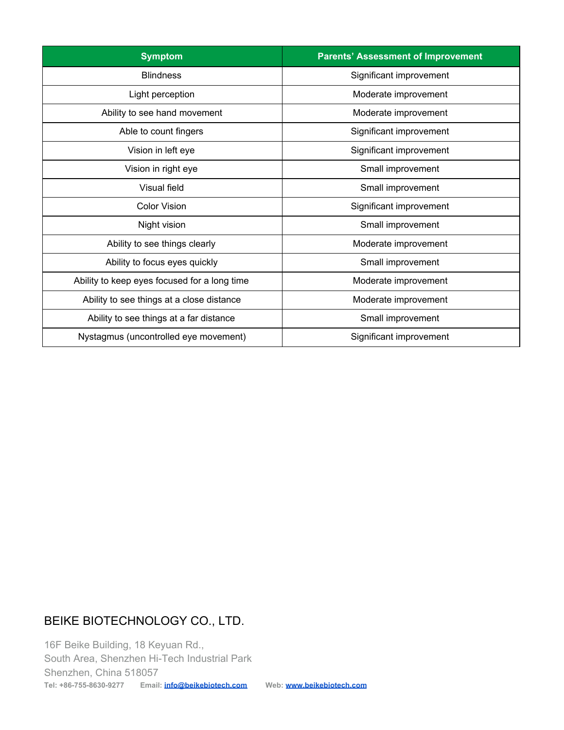| Symptom | Parents' Assessment of Improvement |
|---|---|
| Blindness | Significant improvement |
| Light perception | Moderate improvement |
| Ability to see hand movement | Moderate improvement |
| Able to count fingers | Significant improvement |
| Vision in left eye | Significant improvement |
| Vision in right eye | Small improvement |
| Visual field | Small improvement |
| Color Vision | Significant improvement |
| Night vision | Small improvement |
| Ability to see things clearly | Moderate improvement |
| Ability to focus eyes quickly | Small improvement |
| Ability to keep eyes focused for a long time | Moderate improvement |
| Ability to see things at a close distance | Moderate improvement |
| Ability to see things at a far distance | Small improvement |
| Nystagmus (uncontrolled eye movement) | Significant improvement |

BEIKE BIOTECHNOLOGY CO., LTD.

16F Beike Building, 18 Keyuan Rd.,
South Area, Shenzhen Hi-Tech Industrial Park
Shenzhen, China 518057
**Tel:** +86-755-8630-9277 **Email:** info@beikebiotech.com **Web:** www.beikebiotech.com